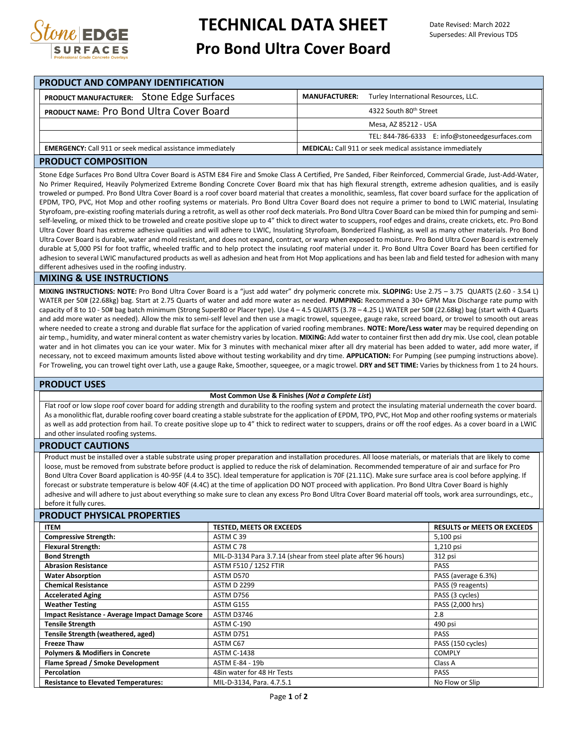# TECHNICAL DATA SHEET

## Pro Bond Ultra Cover Board

Date Revised: March 2022
Supersedes: All Previous TDS

## PRODUCT AND COMPANY IDENTIFICATION

| | |
|---|---|
| **PRODUCT MANUFACTURER:** Stone Edge Surfaces | **MANUFACTURER:** Turley International Resources, LLC. |
| **PRODUCT NAME:** Pro Bond Ultra Cover Board | 4322 South 80th Street |
| | Mesa, AZ 85212 - USA |
| | TEL: 844-786-6333 E: info@stoneedgesurfaces.com |
| **EMERGENCY:** Call 911 or seek medical assistance immediately | **MEDICAL:** Call 911 or seek medical assistance immediately |

## PRODUCT COMPOSITION

Stone Edge Surfaces Pro Bond Ultra Cover Board is ASTM E84 Fire and Smoke Class A Certified, Pre Sanded, Fiber Reinforced, Commercial Grade, Just-Add-Water, No Primer Required, Heavily Polymerized Extreme Bonding Concrete Cover Board mix that has high flexural strength, extreme adhesion qualities, and is easily troweled or pumped. Pro Bond Ultra Cover Board is a roof cover board material that creates a monolithic, seamless, flat cover board surface for the application of EPDM, TPO, PVC, Hot Mop and other roofing systems or materials. Pro Bond Ultra Cover Board does not require a primer to bond to LWIC material, Insulating Styrofoam, pre-existing roofing materials during a retrofit, as well as other roof deck materials. Pro Bond Ultra Cover Board can be mixed thin for pumping and semi-self-leveling, or mixed thick to be troweled and create positive slope up to 4" thick to direct water to scuppers, roof edges and drains, create crickets, etc. Pro Bond Ultra Cover Board has extreme adhesive qualities and will adhere to LWIC, Insulating Styrofoam, Bonderized Flashing, as well as many other materials. Pro Bond Ultra Cover Board is durable, water and mold resistant, and does not expand, contract, or warp when exposed to moisture. Pro Bond Ultra Cover Board is extremely durable at 5,000 PSI for foot traffic, wheeled traffic and to help protect the insulating roof material under it. Pro Bond Ultra Cover Board has been certified for adhesion to several LWIC manufactured products as well as adhesion and heat from Hot Mop applications and has been lab and field tested for adhesion with many different adhesives used in the roofing industry.

## MIXING & USE INSTRUCTIONS

**MIXING INSTRUCTIONS: NOTE:** Pro Bond Ultra Cover Board is a "just add water" dry polymeric concrete mix. **SLOPING:** Use 2.75 – 3.75 QUARTS (2.60 - 3.54 L) WATER per 50# (22.68kg) bag. Start at 2.75 Quarts of water and add more water as needed. **PUMPING:** Recommend a 30+ GPM Max Discharge rate pump with capacity of 8 to 10 - 50# bag batch minimum (Strong Super80 or Placer type). Use 4 – 4.5 QUARTS (3.78 – 4.25 L) WATER per 50# (22.68kg) bag (start with 4 Quarts and add more water as needed). Allow the mix to semi-self level and then use a magic trowel, squeegee, gauge rake, screed board, or trowel to smooth out areas where needed to create a strong and durable flat surface for the application of varied roofing membranes. **NOTE: More/Less water** may be required depending on air temp., humidity, and water mineral content as water chemistry varies by location. **MIXING:** Add water to container first then add dry mix. Use cool, clean potable water and in hot climates you can ice your water. Mix for 3 minutes with mechanical mixer after all dry material has been added to water, add more water, if necessary, not to exceed maximum amounts listed above without testing workability and dry time. **APPLICATION:** For Pumping (see pumping instructions above). For Troweling, you can trowel tight over Lath, use a gauge Rake, Smoother, squeegee, or a magic trowel. **DRY and SET TIME:** Varies by thickness from 1 to 24 hours.

## PRODUCT USES

**Most Common Use & Finishes (*Not a Complete List*)**

Flat roof or low slope roof cover board for adding strength and durability to the roofing system and protect the insulating material underneath the cover board. As a monolithic flat, durable roofing cover board creating a stable substrate for the application of EPDM, TPO, PVC, Hot Mop and other roofing systems or materials as well as add protection from hail. To create positive slope up to 4" thick to redirect water to scuppers, drains or off the roof edges. As a cover board in a LWIC and other insulated roofing systems.

## PRODUCT CAUTIONS

Product must be installed over a stable substrate using proper preparation and installation procedures. All loose materials, or materials that are likely to come loose, must be removed from substrate before product is applied to reduce the risk of delamination. Recommended temperature of air and surface for Pro Bond Ultra Cover Board application is 40-95F (4.4 to 35C). Ideal temperature for application is 70F (21.11C). Make sure surface area is cool before applying. If forecast or substrate temperature is below 40F (4.4C) at the time of application DO NOT proceed with application. Pro Bond Ultra Cover Board is highly adhesive and will adhere to just about everything so make sure to clean any excess Pro Bond Ultra Cover Board material off tools, work area surroundings, etc., before it fully cures.

## PRODUCT PHYSICAL PROPERTIES

| ITEM | TESTED, MEETS OR EXCEEDS | RESULTS or MEETS OR EXCEEDS |
|---|---|---|
| **Compressive Strength:** | ASTM C 39 | 5,100 psi |
| **Flexural Strength:** | ASTM C 78 | 1,210 psi |
| **Bond Strength** | MIL-D-3134 Para 3.7.14 (shear from steel plate after 96 hours) | 312 psi |
| **Abrasion Resistance** | ASTM F510 / 1252 FTIR | PASS |
| **Water Absorption** | ASTM D570 | PASS (average 6.3%) |
| **Chemical Resistance** | ASTM D 2299 | PASS (9 reagents) |
| **Accelerated Aging** | ASTM D756 | PASS (3 cycles) |
| **Weather Testing** | ASTM G155 | PASS (2,000 hrs) |
| **Impact Resistance - Average Impact Damage Score** | ASTM D3746 | 2.8 |
| **Tensile Strength** | ASTM C-190 | 490 psi |
| **Tensile Strength (weathered, aged)** | ASTM D751 | PASS |
| **Freeze Thaw** | ASTM C67 | PASS (150 cycles) |
| **Polymers & Modifiers in Concrete** | ASTM C-1438 | COMPLY |
| **Flame Spread / Smoke Development** | ASTM E-84 - 19b | Class A |
| **Percolation** | 48in water for 48 Hr Tests | PASS |
| **Resistance to Elevated Temperatures:** | MIL-D-3134, Para. 4.7.5.1 | No Flow or Slip |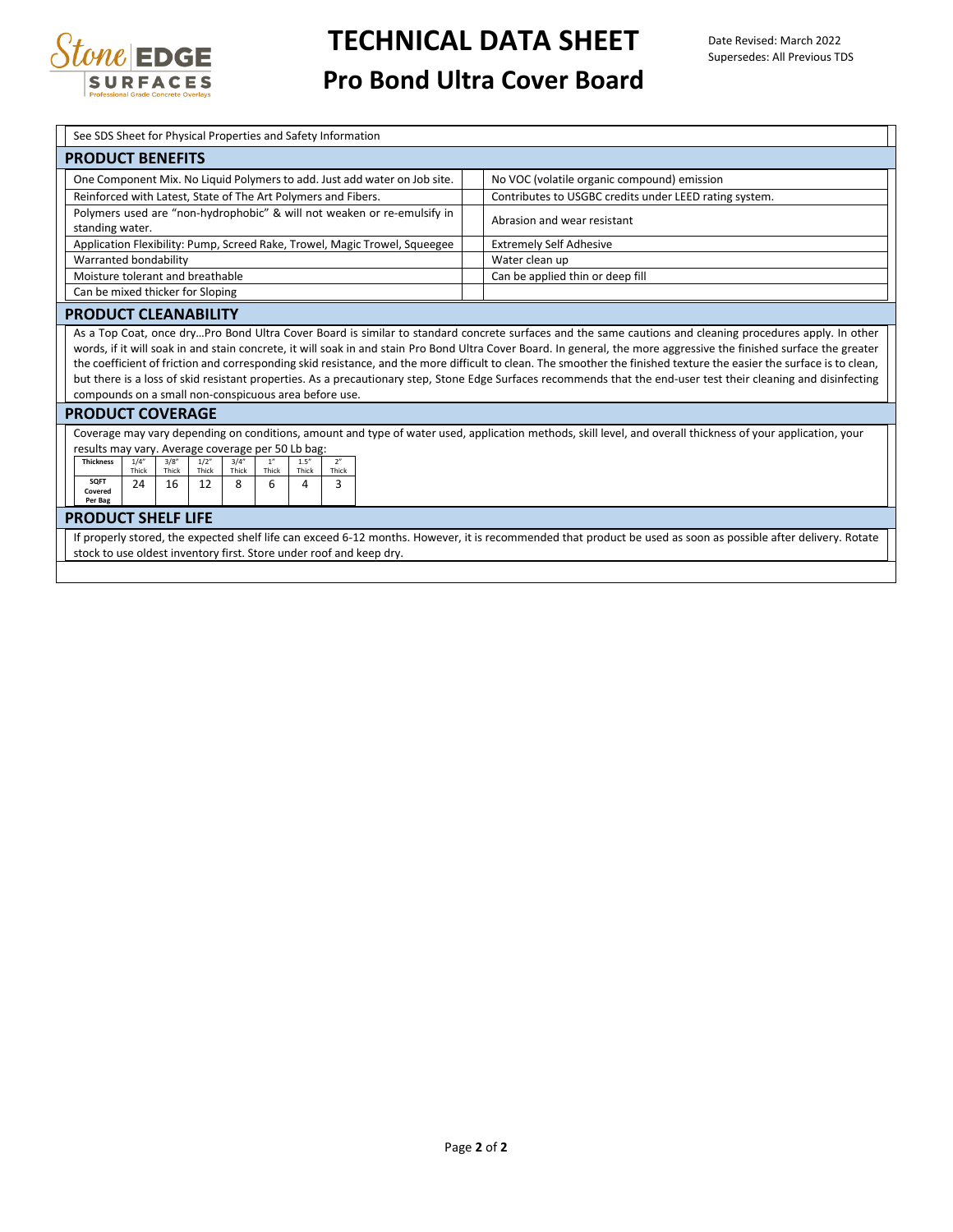# TECHNICAL DATA SHEET

## Pro Bond Ultra Cover Board

Date Revised: March 2022
Supersedes: All Previous TDS

See SDS Sheet for Physical Properties and Safety Information

## PRODUCT BENEFITS

| | |
|---|---|
| One Component Mix. No Liquid Polymers to add. Just add water on Job site. | No VOC (volatile organic compound) emission |
| Reinforced with Latest, State of The Art Polymers and Fibers. | Contributes to USGBC credits under LEED rating system. |
| Polymers used are "non-hydrophobic" & will not weaken or re-emulsify in standing water. | Abrasion and wear resistant |
| Application Flexibility: Pump, Screed Rake, Trowel, Magic Trowel, Squeegee | Extremely Self Adhesive |
| Warranted bondability | Water clean up |
| Moisture tolerant and breathable | Can be applied thin or deep fill |
| Can be mixed thicker for Sloping | |

## PRODUCT CLEANABILITY

As a Top Coat, once dry…Pro Bond Ultra Cover Board is similar to standard concrete surfaces and the same cautions and cleaning procedures apply. In other words, if it will soak in and stain concrete, it will soak in and stain Pro Bond Ultra Cover Board. In general, the more aggressive the finished surface the greater the coefficient of friction and corresponding skid resistance, and the more difficult to clean. The smoother the finished texture the easier the surface is to clean, but there is a loss of skid resistant properties. As a precautionary step, Stone Edge Surfaces recommends that the end-user test their cleaning and disinfecting compounds on a small non-conspicuous area before use.

## PRODUCT COVERAGE

Coverage may vary depending on conditions, amount and type of water used, application methods, skill level, and overall thickness of your application, your results may vary. Average coverage per 50 Lb bag:

| Thickness | 1/4" Thick | 3/8" Thick | 1/2" Thick | 3/4" Thick | 1" Thick | 1.5" Thick | 2" Thick |
|---|---|---|---|---|---|---|---|
| SQFT Covered Per Bag | 24 | 16 | 12 | 8 | 6 | 4 | 3 |

## PRODUCT SHELF LIFE

If properly stored, the expected shelf life can exceed 6-12 months. However, it is recommended that product be used as soon as possible after delivery. Rotate stock to use oldest inventory first. Store under roof and keep dry.